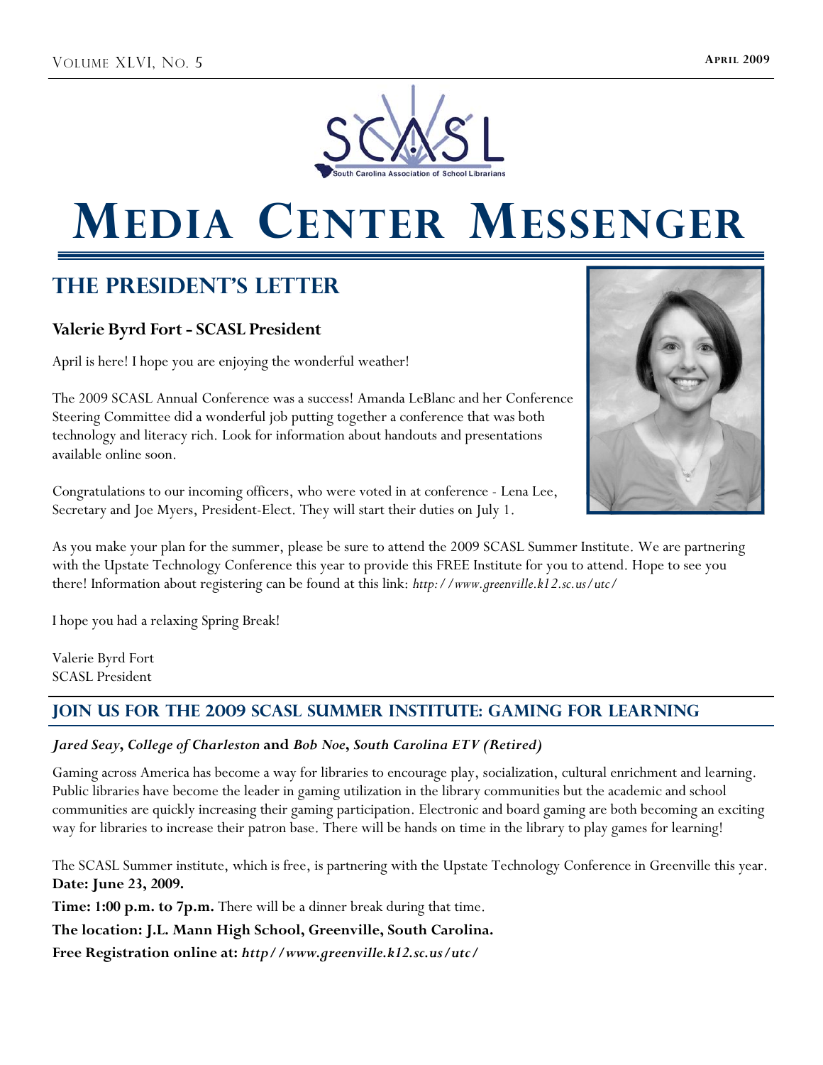# Media Center Messenger

## The President's Letter

### Valerie Byrd Fort - SCASL President

April is here! I hope you are enjoying the wonderful weather!

The 2009 SCASL Annual Conference was a success! Amanda LeBlanc and her Conference Steering Committee did a wonderful job putting together a conference that was both technology and literacy rich. Look for information about handouts and presentations available online soon.

Congratulations to our incoming officers, who were voted in at conference - Lena Lee, Secretary and Joe Myers, President-Elect. They will start their duties on July 1.

As you make your plan for the summer, please be sure to attend the 2009 SCASL Summer Institute. We are partnering with the Upstate Technology Conference this year to provide this FREE Institute for you to attend. Hope to see you there! Information about registering can be found at this link: *http://www.greenville.k12.sc.us/utc/*

I hope you had a relaxing Spring Break!

Valerie Byrd Fort
SCASL President

## Join Us for the 2009 SCASL Summer Institute: Gaming for Learning

***Jared Seay*, *College of Charleston* and *Bob Noe*, *South Carolina ETV (Retired)***

Gaming across America has become a way for libraries to encourage play, socialization, cultural enrichment and learning. Public libraries have become the leader in gaming utilization in the library communities but the academic and school communities are quickly increasing their gaming participation. Electronic and board gaming are both becoming an exciting way for libraries to increase their patron base. There will be hands on time in the library to play games for learning!

The SCASL Summer institute, which is free, is partnering with the Upstate Technology Conference in Greenville this year.

**Date: June 23, 2009.**

**Time: 1:00 p.m. to 7p.m.** There will be a dinner break during that time.

**The location: J.L. Mann High School, Greenville, South Carolina.**

**Free Registration online at: *http//www.greenville.k12.sc.us/utc/***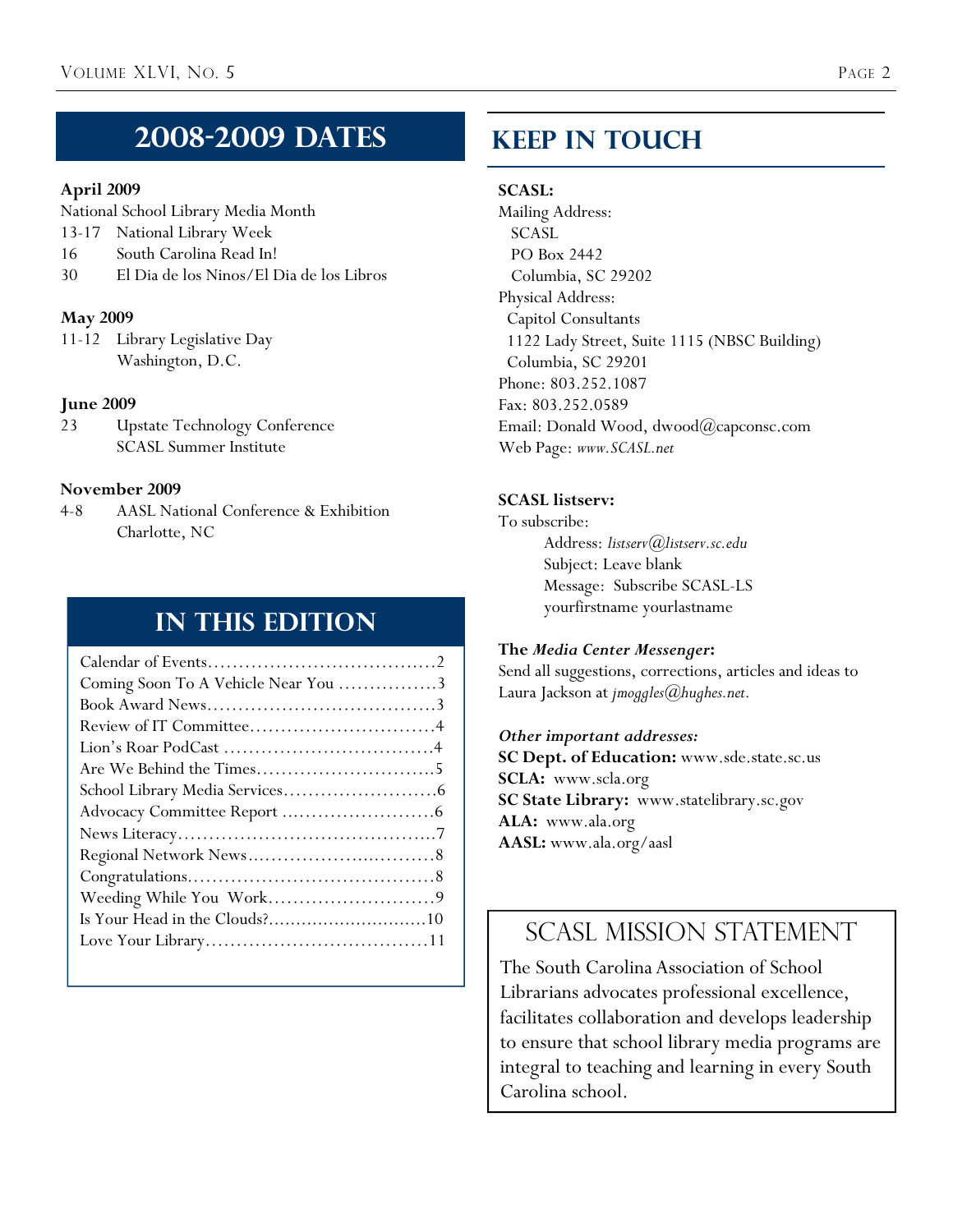## 2008-2009 Dates

**April 2009**

National School Library Media Month

13-17 National Library Week

16 South Carolina Read In!

30 El Dia de los Ninos/El Dia de los Libros

**May 2009**

11-12 Library Legislative Day
Washington, D.C.

**June 2009**

23 Upstate Technology Conference
SCASL Summer Institute

**November 2009**

4-8 AASL National Conference & Exhibition
Charlotte, NC

## In This Edition

| | |
|---|---|
| Calendar of Events | 2 |
| Coming Soon To A Vehicle Near You | 3 |
| Book Award News | 3 |
| Review of IT Committee | 4 |
| Lion's Roar PodCast | 4 |
| Are We Behind the Times | 5 |
| School Library Media Services | 6 |
| Advocacy Committee Report | 6 |
| News Literacy | 7 |
| Regional Network News | 8 |
| Congratulations | 8 |
| Weeding While You Work | 9 |
| Is Your Head in the Clouds? | 10 |
| Love Your Library | 11 |

## Keep in Touch

**SCASL:**

Mailing Address:
SCASL
PO Box 2442
Columbia, SC 29202

Physical Address:
Capitol Consultants
1122 Lady Street, Suite 1115 (NBSC Building)
Columbia, SC 29201

Phone: 803.252.1087

Fax: 803.252.0589

Email: Donald Wood, dwood@capconsc.com

Web Page: *www.SCASL.net*

**SCASL listserv:**

To subscribe:

Address: *listserv@listserv.sc.edu*
Subject: Leave blank
Message: Subscribe SCASL-LS yourfirstname yourlastname

**The *Media Center Messenger*:**

Send all suggestions, corrections, articles and ideas to Laura Jackson at *jmoggles@hughes.net.*

***Other important addresses:***

**SC Dept. of Education:** www.sde.state.sc.us
**SCLA:** www.scla.org
**SC State Library:** www.statelibrary.sc.gov
**ALA:** www.ala.org
**AASL:** www.ala.org/aasl

## SCASL Mission Statement

The South Carolina Association of School Librarians advocates professional excellence, facilitates collaboration and develops leadership to ensure that school library media programs are integral to teaching and learning in every South Carolina school.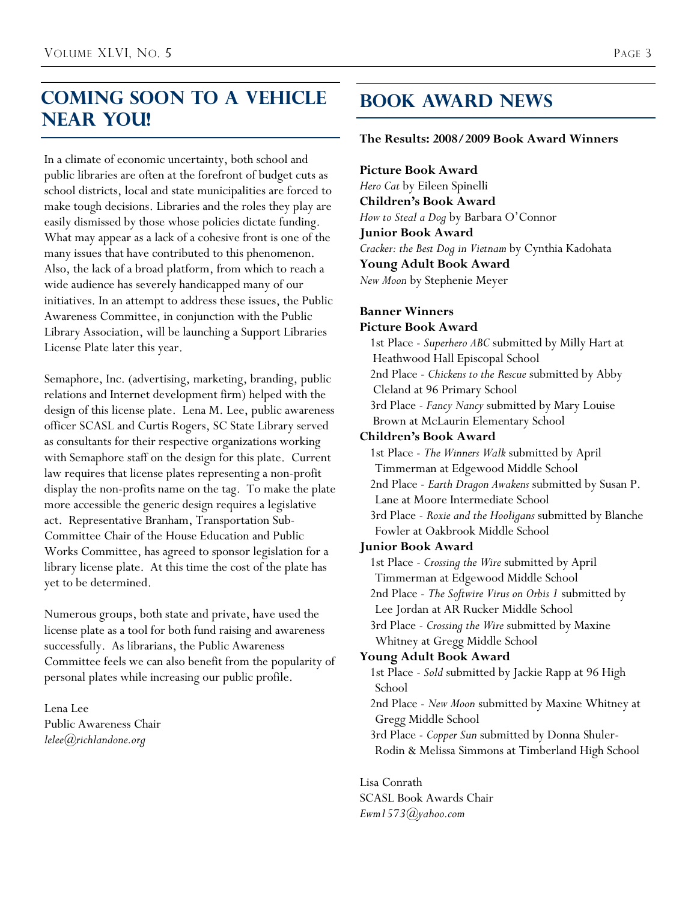## Coming Soon to a Vehicle Near You!

In a climate of economic uncertainty, both school and public libraries are often at the forefront of budget cuts as school districts, local and state municipalities are forced to make tough decisions. Libraries and the roles they play are easily dismissed by those whose policies dictate funding. What may appear as a lack of a cohesive front is one of the many issues that have contributed to this phenomenon. Also, the lack of a broad platform, from which to reach a wide audience has severely handicapped many of our initiatives. In an attempt to address these issues, the Public Awareness Committee, in conjunction with the Public Library Association, will be launching a Support Libraries License Plate later this year.

Semaphore, Inc. (advertising, marketing, branding, public relations and Internet development firm) helped with the design of this license plate. Lena M. Lee, public awareness officer SCASL and Curtis Rogers, SC State Library served as consultants for their respective organizations working with Semaphore staff on the design for this plate. Current law requires that license plates representing a non-profit display the non-profits name on the tag. To make the plate more accessible the generic design requires a legislative act. Representative Branham, Transportation Sub-Committee Chair of the House Education and Public Works Committee, has agreed to sponsor legislation for a library license plate. At this time the cost of the plate has yet to be determined.

Numerous groups, both state and private, have used the license plate as a tool for both fund raising and awareness successfully. As librarians, the Public Awareness Committee feels we can also benefit from the popularity of personal plates while increasing our public profile.

Lena Lee
Public Awareness Chair
*lelee@richlandone.org*

## Book Award News

**The Results: 2008/2009 Book Award Winners**

**Picture Book Award**
*Hero Cat* by Eileen Spinelli
**Children's Book Award**
*How to Steal a Dog* by Barbara O'Connor
**Junior Book Award**
*Cracker: the Best Dog in Vietnam* by Cynthia Kadohata
**Young Adult Book Award**
*New Moon* by Stephenie Meyer

**Banner Winners**

**Picture Book Award**
- 1st Place - *Superhero ABC* submitted by Milly Hart at Heathwood Hall Episcopal School
- 2nd Place - *Chickens to the Rescue* submitted by Abby Cleland at 96 Primary School
- 3rd Place - *Fancy Nancy* submitted by Mary Louise Brown at McLaurin Elementary School

**Children's Book Award**
- 1st Place - *The Winners Walk* submitted by April Timmerman at Edgewood Middle School
- 2nd Place - *Earth Dragon Awakens* submitted by Susan P. Lane at Moore Intermediate School
- 3rd Place - *Roxie and the Hooligans* submitted by Blanche Fowler at Oakbrook Middle School

**Junior Book Award**
- 1st Place - *Crossing the Wire* submitted by April Timmerman at Edgewood Middle School
- 2nd Place - *The Softwire Virus on Orbis 1* submitted by Lee Jordan at AR Rucker Middle School
- 3rd Place - *Crossing the Wire* submitted by Maxine Whitney at Gregg Middle School

**Young Adult Book Award**
- 1st Place - *Sold* submitted by Jackie Rapp at 96 High School
- 2nd Place - *New Moon* submitted by Maxine Whitney at Gregg Middle School
- 3rd Place - *Copper Sun* submitted by Donna Shuler-Rodin & Melissa Simmons at Timberland High School

Lisa Conrath
SCASL Book Awards Chair
*Ewm1573@yahoo.com*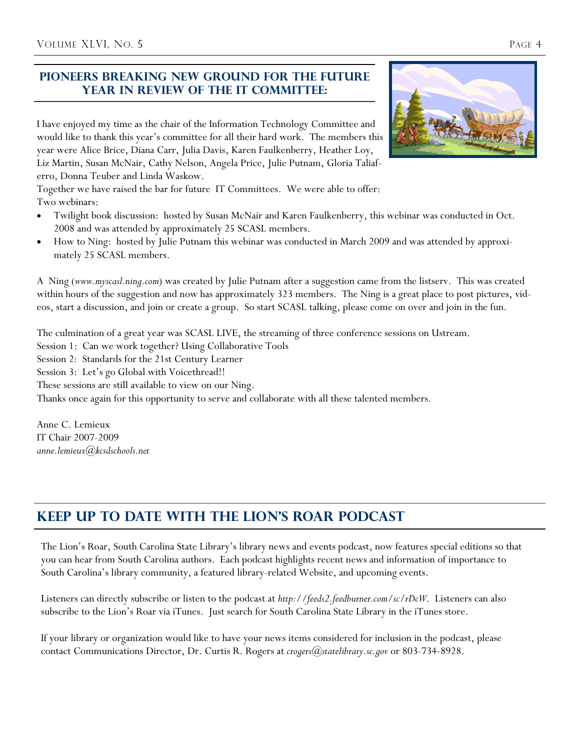## PIONEERS BREAKING NEW GROUND FOR THE FUTURE YEAR IN REVIEW OF THE IT COMMITTEE:

I have enjoyed my time as the chair of the Information Technology Committee and would like to thank this year's committee for all their hard work. The members this year were Alice Brice, Diana Carr, Julia Davis, Karen Faulkenberry, Heather Loy, Liz Martin, Susan McNair, Cathy Nelson, Angela Price, Julie Putnam, Gloria Taliaferro, Donna Teuber and Linda Waskow.

Together we have raised the bar for future IT Committees. We were able to offer:

Two webinars:

- Twilight book discussion: hosted by Susan McNair and Karen Faulkenberry, this webinar was conducted in Oct. 2008 and was attended by approximately 25 SCASL members.
- How to Ning: hosted by Julie Putnam this webinar was conducted in March 2009 and was attended by approximately 25 SCASL members.

A Ning (*www.myscasl.ning.com*) was created by Julie Putnam after a suggestion came from the listserv. This was created within hours of the suggestion and now has approximately 323 members. The Ning is a great place to post pictures, videos, start a discussion, and join or create a group. So start SCASL talking, please come on over and join in the fun.

The culmination of a great year was SCASL LIVE, the streaming of three conference sessions on Ustream.

Session 1: Can we work together? Using Collaborative Tools

Session 2: Standards for the 21st Century Learner

Session 3: Let's go Global with Voicethread!!

These sessions are still available to view on our Ning.

Thanks once again for this opportunity to serve and collaborate with all these talented members.

Anne C. Lemieux
IT Chair 2007-2009
*anne.lemieux@kcsdschools.net*

## KEEP UP TO DATE WITH THE LION'S ROAR PODCAST

The Lion's Roar, South Carolina State Library's library news and events podcast, now features special editions so that you can hear from South Carolina authors. Each podcast highlights recent news and information of importance to South Carolina's library community, a featured library-related Website, and upcoming events.

Listeners can directly subscribe or listen to the podcast at *http://feeds2.feedburner.com/sc/rDcW*. Listeners can also subscribe to the Lion's Roar via iTunes. Just search for South Carolina State Library in the iTunes store.

If your library or organization would like to have your news items considered for inclusion in the podcast, please contact Communications Director, Dr. Curtis R. Rogers at *crogers@statelibrary.sc.gov* or 803-734-8928.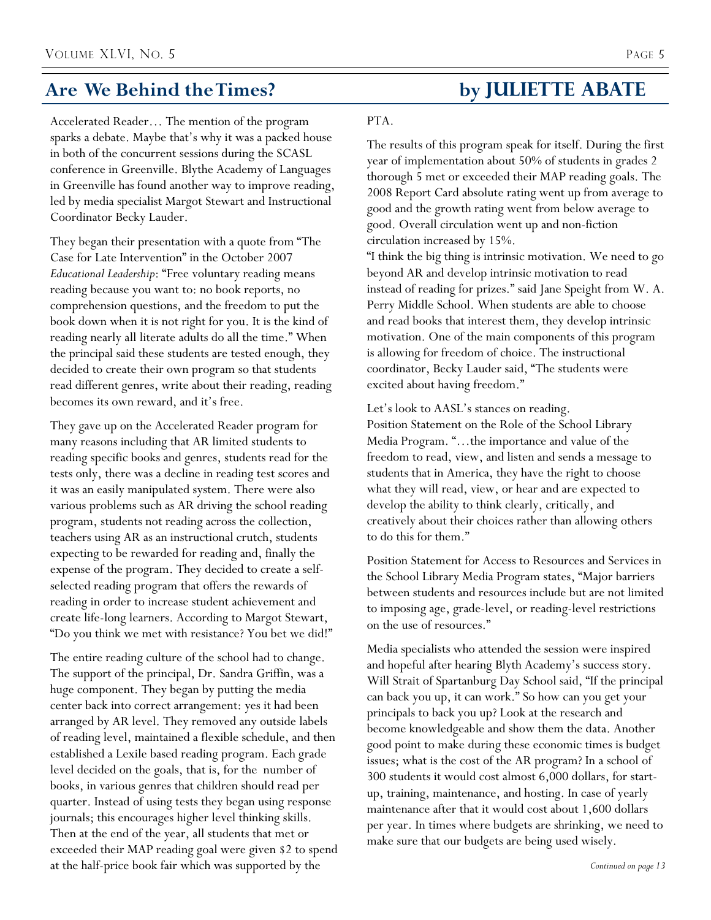## Are We Behind the Times? by JULIETTE ABATE

Accelerated Reader… The mention of the program sparks a debate. Maybe that's why it was a packed house in both of the concurrent sessions during the SCASL conference in Greenville. Blythe Academy of Languages in Greenville has found another way to improve reading, led by media specialist Margot Stewart and Instructional Coordinator Becky Lauder.

They began their presentation with a quote from "The Case for Late Intervention" in the October 2007 *Educational Leadership*: "Free voluntary reading means reading because you want to: no book reports, no comprehension questions, and the freedom to put the book down when it is not right for you. It is the kind of reading nearly all literate adults do all the time." When the principal said these students are tested enough, they decided to create their own program so that students read different genres, write about their reading, reading becomes its own reward, and it's free.

They gave up on the Accelerated Reader program for many reasons including that AR limited students to reading specific books and genres, students read for the tests only, there was a decline in reading test scores and it was an easily manipulated system. There were also various problems such as AR driving the school reading program, students not reading across the collection, teachers using AR as an instructional crutch, students expecting to be rewarded for reading and, finally the expense of the program. They decided to create a self-selected reading program that offers the rewards of reading in order to increase student achievement and create life-long learners. According to Margot Stewart, "Do you think we met with resistance? You bet we did!"

The entire reading culture of the school had to change. The support of the principal, Dr. Sandra Griffin, was a huge component. They began by putting the media center back into correct arrangement: yes it had been arranged by AR level. They removed any outside labels of reading level, maintained a flexible schedule, and then established a Lexile based reading program. Each grade level decided on the goals, that is, for the number of books, in various genres that children should read per quarter. Instead of using tests they began using response journals; this encourages higher level thinking skills. Then at the end of the year, all students that met or exceeded their MAP reading goal were given $2 to spend at the half-price book fair which was supported by the PTA.

The results of this program speak for itself. During the first year of implementation about 50% of students in grades 2 thorough 5 met or exceeded their MAP reading goals. The 2008 Report Card absolute rating went up from average to good and the growth rating went from below average to good. Overall circulation went up and non-fiction circulation increased by 15%.

"I think the big thing is intrinsic motivation. We need to go beyond AR and develop intrinsic motivation to read instead of reading for prizes." said Jane Speight from W. A. Perry Middle School. When students are able to choose and read books that interest them, they develop intrinsic motivation. One of the main components of this program is allowing for freedom of choice. The instructional coordinator, Becky Lauder said, "The students were excited about having freedom."

Let's look to AASL's stances on reading.
Position Statement on the Role of the School Library Media Program. "…the importance and value of the freedom to read, view, and listen and sends a message to students that in America, they have the right to choose what they will read, view, or hear and are expected to develop the ability to think clearly, critically, and creatively about their choices rather than allowing others to do this for them."

Position Statement for Access to Resources and Services in the School Library Media Program states, "Major barriers between students and resources include but are not limited to imposing age, grade-level, or reading-level restrictions on the use of resources."

Media specialists who attended the session were inspired and hopeful after hearing Blyth Academy's success story. Will Strait of Spartanburg Day School said, "If the principal can back you up, it can work." So how can you get your principals to back you up? Look at the research and become knowledgeable and show them the data. Another good point to make during these economic times is budget issues; what is the cost of the AR program? In a school of 300 students it would cost almost 6,000 dollars, for start-up, training, maintenance, and hosting. In case of yearly maintenance after that it would cost about 1,600 dollars per year. In times where budgets are shrinking, we need to make sure that our budgets are being used wisely.

*Continued on page 13*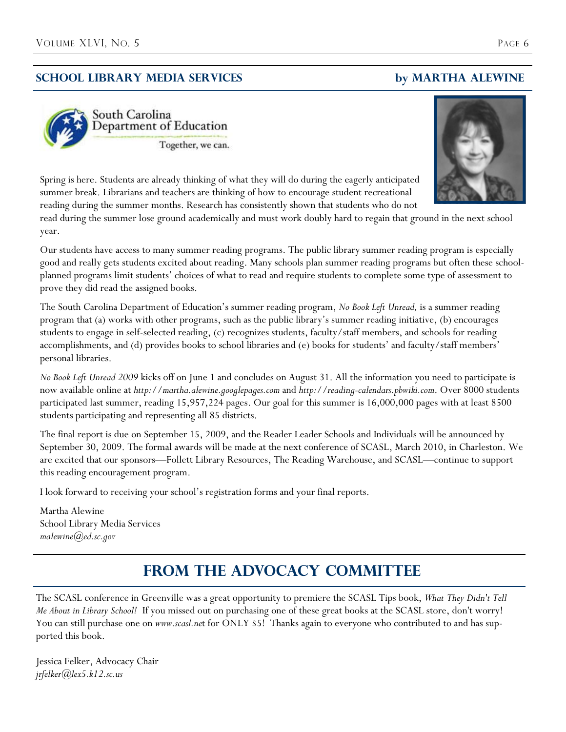## SCHOOL LIBRARY MEDIA SERVICES by MARTHA ALEWINE

South Carolina Department of Education
Together, we can.

Spring is here. Students are already thinking of what they will do during the eagerly anticipated summer break. Librarians and teachers are thinking of how to encourage student recreational reading during the summer months. Research has consistently shown that students who do not read during the summer lose ground academically and must work doubly hard to regain that ground in the next school year.

Our students have access to many summer reading programs. The public library summer reading program is especially good and really gets students excited about reading. Many schools plan summer reading programs but often these school-planned programs limit students' choices of what to read and require students to complete some type of assessment to prove they did read the assigned books.

The South Carolina Department of Education's summer reading program, *No Book Left Unread,* is a summer reading program that (a) works with other programs, such as the public library's summer reading initiative, (b) encourages students to engage in self-selected reading, (c) recognizes students, faculty/staff members, and schools for reading accomplishments, and (d) provides books to school libraries and (e) books for students' and faculty/staff members' personal libraries.

*No Book Left Unread 2009* kicks off on June 1 and concludes on August 31. All the information you need to participate is now available online at *http://martha.alewine.googlepages.com* and *http://reading-calendars.pbwiki.com*. Over 8000 students participated last summer, reading 15,957,224 pages. Our goal for this summer is 16,000,000 pages with at least 8500 students participating and representing all 85 districts.

The final report is due on September 15, 2009, and the Reader Leader Schools and Individuals will be announced by September 30, 2009. The formal awards will be made at the next conference of SCASL, March 2010, in Charleston. We are excited that our sponsors—Follett Library Resources, The Reading Warehouse, and SCASL—continue to support this reading encouragement program.

I look forward to receiving your school's registration forms and your final reports.

Martha Alewine
School Library Media Services
*malewine@ed.sc.gov*

## FROM THE ADVOCACY COMMITTEE

The SCASL conference in Greenville was a great opportunity to premiere the SCASL Tips book, *What They Didn't Tell Me About in Library School!* If you missed out on purchasing one of these great books at the SCASL store, don't worry! You can still purchase one on *www.scasl.net* for ONLY $5! Thanks again to everyone who contributed to and has supported this book.

Jessica Felker, Advocacy Chair
*jrfelker@lex5.k12.sc.us*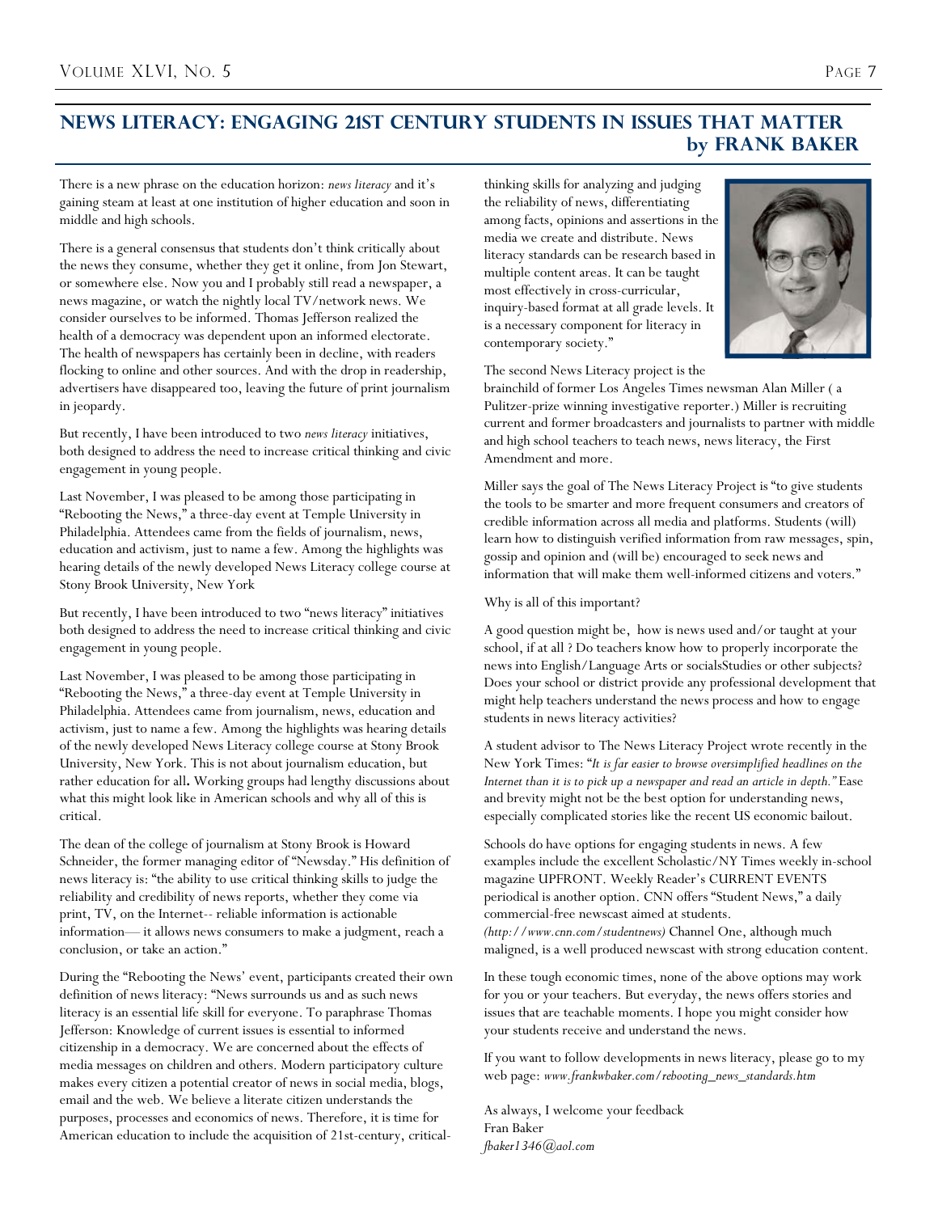## NEWS LITERACY: ENGAGING 21ST CENTURY STUDENTS IN ISSUES THAT MATTER by FRANK BAKER

There is a new phrase on the education horizon: *news literacy* and it's gaining steam at least at one institution of higher education and soon in middle and high schools.

There is a general consensus that students don't think critically about the news they consume, whether they get it online, from Jon Stewart, or somewhere else. Now you and I probably still read a newspaper, a news magazine, or watch the nightly local TV/network news. We consider ourselves to be informed. Thomas Jefferson realized the health of a democracy was dependent upon an informed electorate. The health of newspapers has certainly been in decline, with readers flocking to online and other sources. And with the drop in readership, advertisers have disappeared too, leaving the future of print journalism in jeopardy.

But recently, I have been introduced to two *news literacy* initiatives, both designed to address the need to increase critical thinking and civic engagement in young people.

Last November, I was pleased to be among those participating in "Rebooting the News," a three-day event at Temple University in Philadelphia. Attendees came from the fields of journalism, news, education and activism, just to name a few. Among the highlights was hearing details of the newly developed News Literacy college course at Stony Brook University, New York

But recently, I have been introduced to two "news literacy" initiatives both designed to address the need to increase critical thinking and civic engagement in young people.

Last November, I was pleased to be among those participating in "Rebooting the News," a three-day event at Temple University in Philadelphia. Attendees came from journalism, news, education and activism, just to name a few. Among the highlights was hearing details of the newly developed News Literacy college course at Stony Brook University, New York. This is not about journalism education, but rather education for all**.** Working groups had lengthy discussions about what this might look like in American schools and why all of this is critical.

The dean of the college of journalism at Stony Brook is Howard Schneider, the former managing editor of "Newsday." His definition of news literacy is: "the ability to use critical thinking skills to judge the reliability and credibility of news reports, whether they come via print, TV, on the Internet-- reliable information is actionable information— it allows news consumers to make a judgment, reach a conclusion, or take an action."

During the "Rebooting the News' event, participants created their own definition of news literacy: "News surrounds us and as such news literacy is an essential life skill for everyone. To paraphrase Thomas Jefferson: Knowledge of current issues is essential to informed citizenship in a democracy. We are concerned about the effects of media messages on children and others. Modern participatory culture makes every citizen a potential creator of news in social media, blogs, email and the web. We believe a literate citizen understands the purposes, processes and economics of news. Therefore, it is time for American education to include the acquisition of 21st-century, critical-thinking skills for analyzing and judging the reliability of news, differentiating among facts, opinions and assertions in the media we create and distribute. News literacy standards can be research based in multiple content areas. It can be taught most effectively in cross-curricular, inquiry-based format at all grade levels. It is a necessary component for literacy in contemporary society."

The second News Literacy project is the brainchild of former Los Angeles Times newsman Alan Miller ( a Pulitzer-prize winning investigative reporter.) Miller is recruiting current and former broadcasters and journalists to partner with middle and high school teachers to teach news, news literacy, the First Amendment and more.

Miller says the goal of The News Literacy Project is "to give students the tools to be smarter and more frequent consumers and creators of credible information across all media and platforms. Students (will) learn how to distinguish verified information from raw messages, spin, gossip and opinion and (will be) encouraged to seek news and information that will make them well-informed citizens and voters."

Why is all of this important?

A good question might be, how is news used and/or taught at your school, if at all ? Do teachers know how to properly incorporate the news into English/Language Arts or socialsStudies or other subjects? Does your school or district provide any professional development that might help teachers understand the news process and how to engage students in news literacy activities?

A student advisor to The News Literacy Project wrote recently in the New York Times: "*It is far easier to browse oversimplified headlines on the Internet than it is to pick up a newspaper and read an article in depth."* Ease and brevity might not be the best option for understanding news, especially complicated stories like the recent US economic bailout.

Schools do have options for engaging students in news. A few examples include the excellent Scholastic/NY Times weekly in-school magazine UPFRONT. Weekly Reader's CURRENT EVENTS periodical is another option. CNN offers "Student News," a daily commercial-free newscast aimed at students. *(http://www.cnn.com/studentnews)* Channel One, although much maligned, is a well produced newscast with strong education content.

In these tough economic times, none of the above options may work for you or your teachers. But everyday, the news offers stories and issues that are teachable moments. I hope you might consider how your students receive and understand the news.

If you want to follow developments in news literacy, please go to my web page: *www.frankwbaker.com/rebooting_news_standards.htm*

As always, I welcome your feedback
Fran Baker
*fbaker1346@aol.com*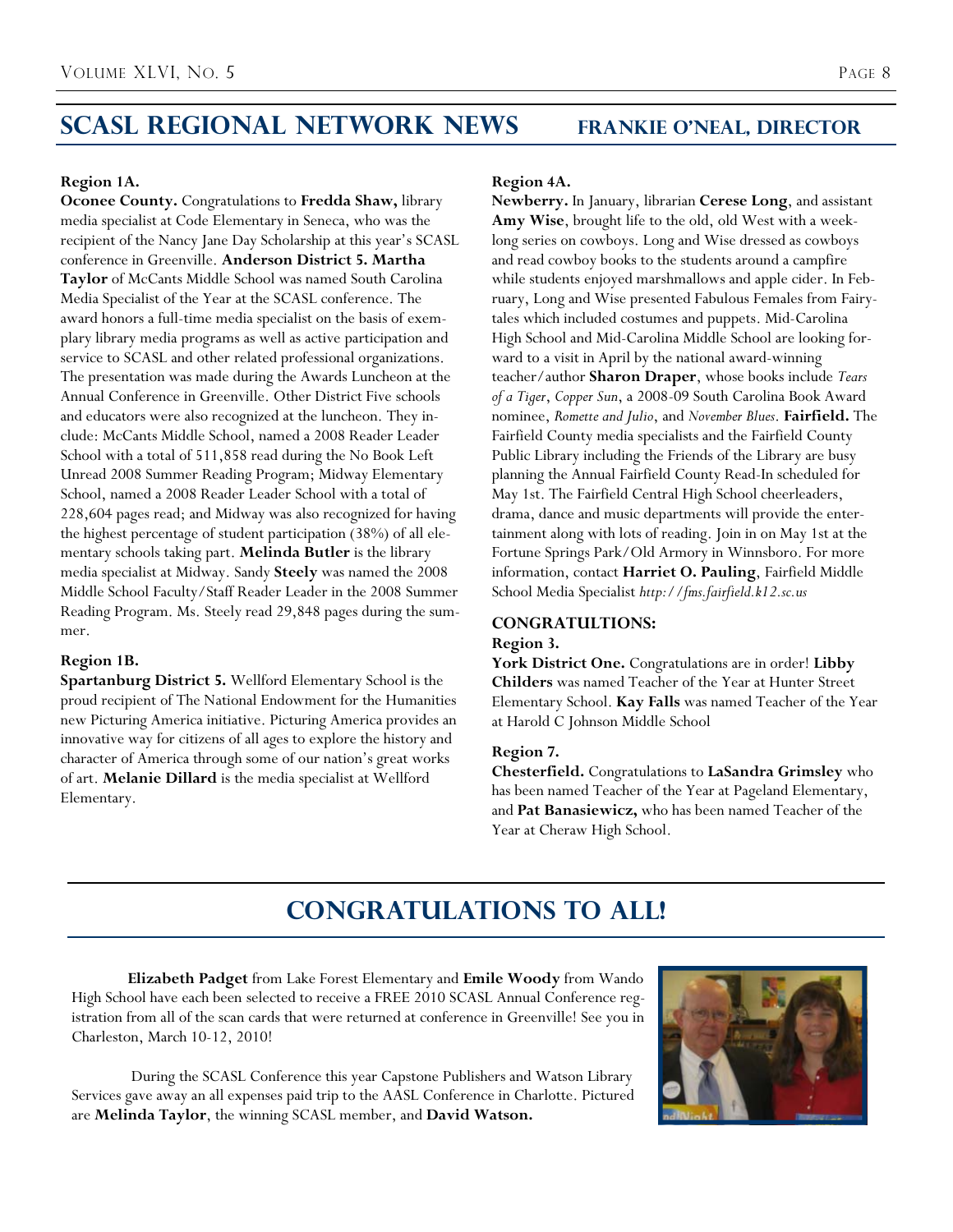## SCASL Regional Network News — Frankie O'Neal, Director

**Region 1A.**

**Oconee County.** Congratulations to **Fredda Shaw,** library media specialist at Code Elementary in Seneca, who was the recipient of the Nancy Jane Day Scholarship at this year's SCASL conference in Greenville. **Anderson District 5. Martha Taylor** of McCants Middle School was named South Carolina Media Specialist of the Year at the SCASL conference. The award honors a full-time media specialist on the basis of exemplary library media programs as well as active participation and service to SCASL and other related professional organizations. The presentation was made during the Awards Luncheon at the Annual Conference in Greenville. Other District Five schools and educators were also recognized at the luncheon. They include: McCants Middle School, named a 2008 Reader Leader School with a total of 511,858 read during the No Book Left Unread 2008 Summer Reading Program; Midway Elementary School, named a 2008 Reader Leader School with a total of 228,604 pages read; and Midway was also recognized for having the highest percentage of student participation (38%) of all elementary schools taking part. **Melinda Butler** is the library media specialist at Midway. Sandy **Steely** was named the 2008 Middle School Faculty/Staff Reader Leader in the 2008 Summer Reading Program. Ms. Steely read 29,848 pages during the summer.

**Region 1B.**

**Spartanburg District 5.** Wellford Elementary School is the proud recipient of The National Endowment for the Humanities new Picturing America initiative. Picturing America provides an innovative way for citizens of all ages to explore the history and character of America through some of our nation's great works of art. **Melanie Dillard** is the media specialist at Wellford Elementary.

**Region 4A.**

**Newberry.** In January, librarian **Cerese Long**, and assistant **Amy Wise**, brought life to the old, old West with a week-long series on cowboys. Long and Wise dressed as cowboys and read cowboy books to the students around a campfire while students enjoyed marshmallows and apple cider. In February, Long and Wise presented Fabulous Females from Fairytales which included costumes and puppets. Mid-Carolina High School and Mid-Carolina Middle School are looking forward to a visit in April by the national award-winning teacher/author **Sharon Draper**, whose books include *Tears of a Tiger*, *Copper Sun*, a 2008-09 South Carolina Book Award nominee, *Romette and Julio*, and *November Blues*. **Fairfield.** The Fairfield County media specialists and the Fairfield County Public Library including the Friends of the Library are busy planning the Annual Fairfield County Read-In scheduled for May 1st. The Fairfield Central High School cheerleaders, drama, dance and music departments will provide the entertainment along with lots of reading. Join in on May 1st at the Fortune Springs Park/Old Armory in Winnsboro. For more information, contact **Harriet O. Pauling**, Fairfield Middle School Media Specialist *http://fms.fairfield.k12.sc.us*

**CONGRATULTIONS:**

**Region 3.**

**York District One.** Congratulations are in order! **Libby Childers** was named Teacher of the Year at Hunter Street Elementary School. **Kay Falls** was named Teacher of the Year at Harold C Johnson Middle School

**Region 7.**

**Chesterfield.** Congratulations to **LaSandra Grimsley** who has been named Teacher of the Year at Pageland Elementary, and **Pat Banasiewicz,** who has been named Teacher of the Year at Cheraw High School.

## Congratulations to All!

**Elizabeth Padget** from Lake Forest Elementary and **Emile Woody** from Wando High School have each been selected to receive a FREE 2010 SCASL Annual Conference registration from all of the scan cards that were returned at conference in Greenville! See you in Charleston, March 10-12, 2010!

During the SCASL Conference this year Capstone Publishers and Watson Library Services gave away an all expenses paid trip to the AASL Conference in Charlotte. Pictured are **Melinda Taylor**, the winning SCASL member, and **David Watson.**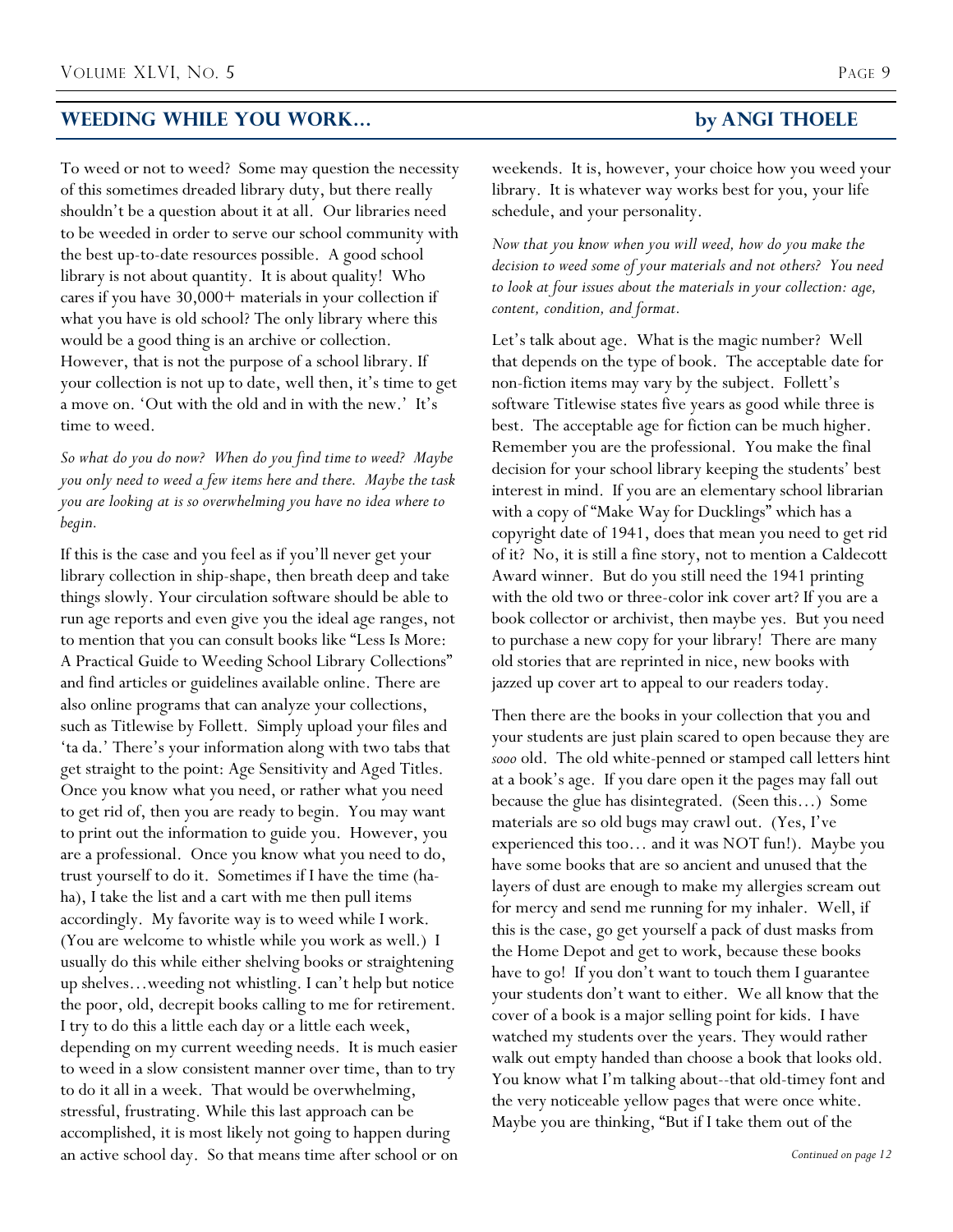## Weeding While You Work… by Angi Thoele

To weed or not to weed? Some may question the necessity of this sometimes dreaded library duty, but there really shouldn't be a question about it at all. Our libraries need to be weeded in order to serve our school community with the best up-to-date resources possible. A good school library is not about quantity. It is about quality! Who cares if you have 30,000+ materials in your collection if what you have is old school? The only library where this would be a good thing is an archive or collection. However, that is not the purpose of a school library. If your collection is not up to date, well then, it's time to get a move on. 'Out with the old and in with the new.' It's time to weed.

*So what do you do now? When do you find time to weed? Maybe you only need to weed a few items here and there. Maybe the task you are looking at is so overwhelming you have no idea where to begin.*

If this is the case and you feel as if you'll never get your library collection in ship-shape, then breath deep and take things slowly. Your circulation software should be able to run age reports and even give you the ideal age ranges, not to mention that you can consult books like "Less Is More: A Practical Guide to Weeding School Library Collections" and find articles or guidelines available online. There are also online programs that can analyze your collections, such as Titlewise by Follett. Simply upload your files and 'ta da.' There's your information along with two tabs that get straight to the point: Age Sensitivity and Aged Titles. Once you know what you need, or rather what you need to get rid of, then you are ready to begin. You may want to print out the information to guide you. However, you are a professional. Once you know what you need to do, trust yourself to do it. Sometimes if I have the time (ha-ha), I take the list and a cart with me then pull items accordingly. My favorite way is to weed while I work. (You are welcome to whistle while you work as well.) I usually do this while either shelving books or straightening up shelves…weeding not whistling. I can't help but notice the poor, old, decrepit books calling to me for retirement. I try to do this a little each day or a little each week, depending on my current weeding needs. It is much easier to weed in a slow consistent manner over time, than to try to do it all in a week. That would be overwhelming, stressful, frustrating. While this last approach can be accomplished, it is most likely not going to happen during an active school day. So that means time after school or on weekends. It is, however, your choice how you weed your library. It is whatever way works best for you, your life schedule, and your personality.

*Now that you know when you will weed, how do you make the decision to weed some of your materials and not others? You need to look at four issues about the materials in your collection: age, content, condition, and format.*

Let's talk about age. What is the magic number? Well that depends on the type of book. The acceptable date for non-fiction items may vary by the subject. Follett's software Titlewise states five years as good while three is best. The acceptable age for fiction can be much higher. Remember you are the professional. You make the final decision for your school library keeping the students' best interest in mind. If you are an elementary school librarian with a copy of "Make Way for Ducklings" which has a copyright date of 1941, does that mean you need to get rid of it? No, it is still a fine story, not to mention a Caldecott Award winner. But do you still need the 1941 printing with the old two or three-color ink cover art? If you are a book collector or archivist, then maybe yes. But you need to purchase a new copy for your library! There are many old stories that are reprinted in nice, new books with jazzed up cover art to appeal to our readers today.

Then there are the books in your collection that you and your students are just plain scared to open because they are *sooo* old. The old white-penned or stamped call letters hint at a book's age. If you dare open it the pages may fall out because the glue has disintegrated. (Seen this…) Some materials are so old bugs may crawl out. (Yes, I've experienced this too… and it was NOT fun!). Maybe you have some books that are so ancient and unused that the layers of dust are enough to make my allergies scream out for mercy and send me running for my inhaler. Well, if this is the case, go get yourself a pack of dust masks from the Home Depot and get to work, because these books have to go! If you don't want to touch them I guarantee your students don't want to either. We all know that the cover of a book is a major selling point for kids. I have watched my students over the years. They would rather walk out empty handed than choose a book that looks old. You know what I'm talking about--that old-timey font and the very noticeable yellow pages that were once white. Maybe you are thinking, "But if I take them out of the

*Continued on page 12*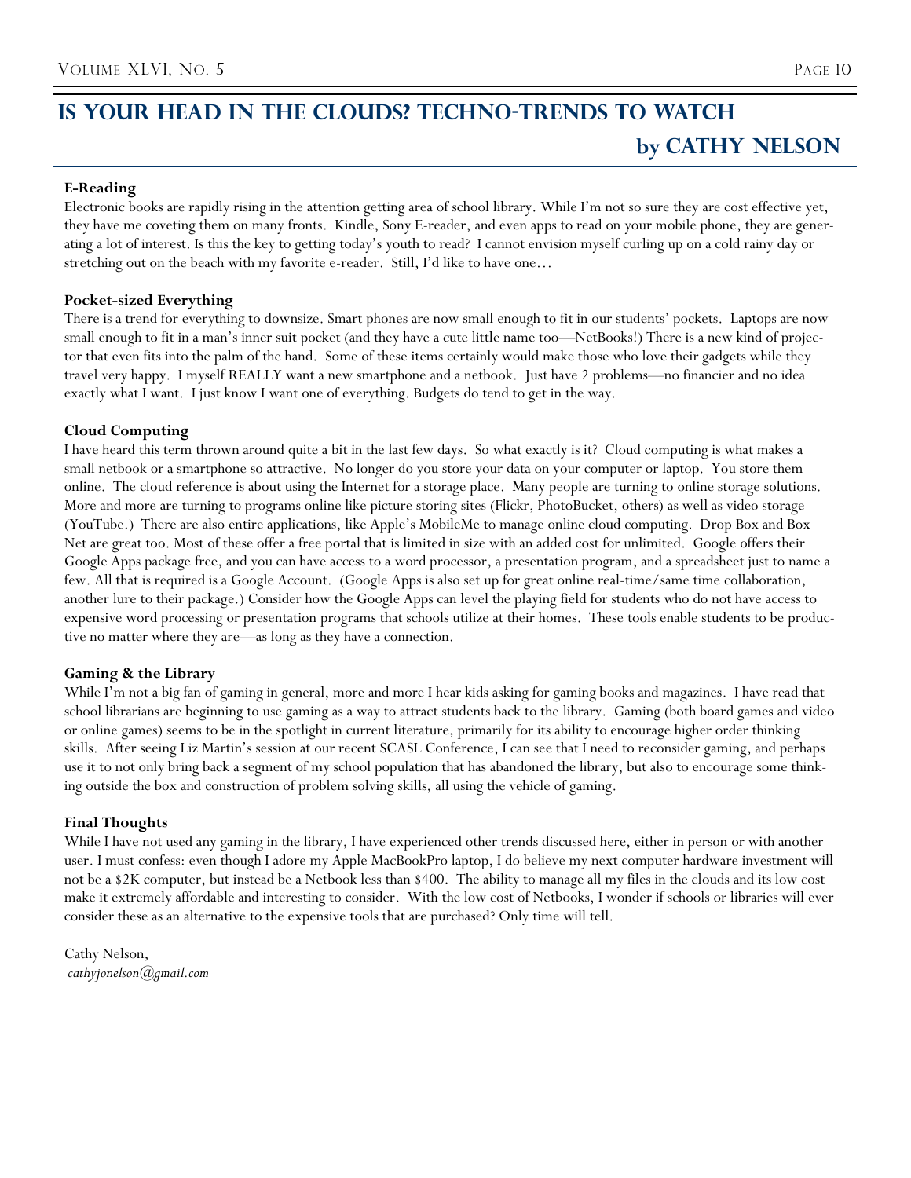# IS YOUR HEAD IN THE CLOUDS? TECHNO-TRENDS TO WATCH

**by CATHY NELSON**

**E-Reading**

Electronic books are rapidly rising in the attention getting area of school library. While I'm not so sure they are cost effective yet, they have me coveting them on many fronts. Kindle, Sony E-reader, and even apps to read on your mobile phone, they are generating a lot of interest. Is this the key to getting today's youth to read? I cannot envision myself curling up on a cold rainy day or stretching out on the beach with my favorite e-reader. Still, I'd like to have one…

**Pocket-sized Everything**

There is a trend for everything to downsize. Smart phones are now small enough to fit in our students' pockets. Laptops are now small enough to fit in a man's inner suit pocket (and they have a cute little name too—NetBooks!) There is a new kind of projector that even fits into the palm of the hand. Some of these items certainly would make those who love their gadgets while they travel very happy. I myself REALLY want a new smartphone and a netbook. Just have 2 problems—no financier and no idea exactly what I want. I just know I want one of everything. Budgets do tend to get in the way.

**Cloud Computing**

I have heard this term thrown around quite a bit in the last few days. So what exactly is it? Cloud computing is what makes a small netbook or a smartphone so attractive. No longer do you store your data on your computer or laptop. You store them online. The cloud reference is about using the Internet for a storage place. Many people are turning to online storage solutions. More and more are turning to programs online like picture storing sites (Flickr, PhotoBucket, others) as well as video storage (YouTube.) There are also entire applications, like Apple's MobileMe to manage online cloud computing. Drop Box and Box Net are great too. Most of these offer a free portal that is limited in size with an added cost for unlimited. Google offers their Google Apps package free, and you can have access to a word processor, a presentation program, and a spreadsheet just to name a few. All that is required is a Google Account. (Google Apps is also set up for great online real-time/same time collaboration, another lure to their package.) Consider how the Google Apps can level the playing field for students who do not have access to expensive word processing or presentation programs that schools utilize at their homes. These tools enable students to be productive no matter where they are—as long as they have a connection.

**Gaming & the Library**

While I'm not a big fan of gaming in general, more and more I hear kids asking for gaming books and magazines. I have read that school librarians are beginning to use gaming as a way to attract students back to the library. Gaming (both board games and video or online games) seems to be in the spotlight in current literature, primarily for its ability to encourage higher order thinking skills. After seeing Liz Martin's session at our recent SCASL Conference, I can see that I need to reconsider gaming, and perhaps use it to not only bring back a segment of my school population that has abandoned the library, but also to encourage some thinking outside the box and construction of problem solving skills, all using the vehicle of gaming.

**Final Thoughts**

While I have not used any gaming in the library, I have experienced other trends discussed here, either in person or with another user. I must confess: even though I adore my Apple MacBookPro laptop, I do believe my next computer hardware investment will not be a $2K computer, but instead be a Netbook less than $400. The ability to manage all my files in the clouds and its low cost make it extremely affordable and interesting to consider. With the low cost of Netbooks, I wonder if schools or libraries will ever consider these as an alternative to the expensive tools that are purchased? Only time will tell.

Cathy Nelson,
*cathyjonelson@gmail.com*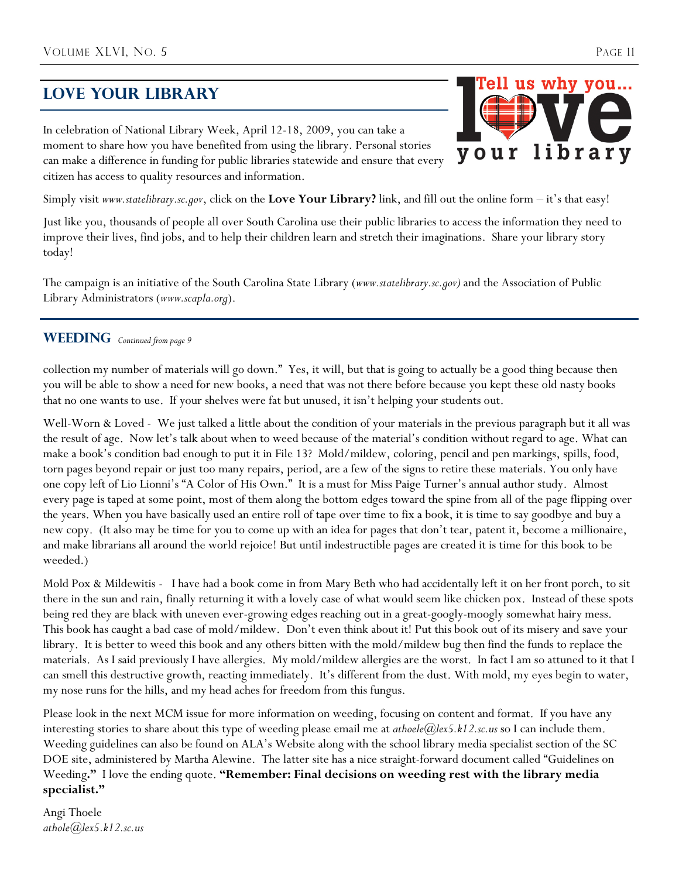## LOVE YOUR LIBRARY

In celebration of National Library Week, April 12-18, 2009, you can take a moment to share how you have benefited from using the library. Personal stories can make a difference in funding for public libraries statewide and ensure that every citizen has access to quality resources and information.

Simply visit *www.statelibrary.sc.gov*, click on the **Love Your Library?** link, and fill out the online form – it's that easy!

Just like you, thousands of people all over South Carolina use their public libraries to access the information they need to improve their lives, find jobs, and to help their children learn and stretch their imaginations. Share your library story today!

The campaign is an initiative of the South Carolina State Library (*www.statelibrary.sc.gov)* and the Association of Public Library Administrators (*www.scapla.org*).

## WEEDING *Continued from page 9*

collection my number of materials will go down." Yes, it will, but that is going to actually be a good thing because then you will be able to show a need for new books, a need that was not there before because you kept these old nasty books that no one wants to use. If your shelves were fat but unused, it isn't helping your students out.

Well-Worn & Loved - We just talked a little about the condition of your materials in the previous paragraph but it all was the result of age. Now let's talk about when to weed because of the material's condition without regard to age. What can make a book's condition bad enough to put it in File 13? Mold/mildew, coloring, pencil and pen markings, spills, food, torn pages beyond repair or just too many repairs, period, are a few of the signs to retire these materials. You only have one copy left of Lio Lionni's "A Color of His Own." It is a must for Miss Paige Turner's annual author study. Almost every page is taped at some point, most of them along the bottom edges toward the spine from all of the page flipping over the years. When you have basically used an entire roll of tape over time to fix a book, it is time to say goodbye and buy a new copy. (It also may be time for you to come up with an idea for pages that don't tear, patent it, become a millionaire, and make librarians all around the world rejoice! But until indestructible pages are created it is time for this book to be weeded.)

Mold Pox & Mildewitis - I have had a book come in from Mary Beth who had accidentally left it on her front porch, to sit there in the sun and rain, finally returning it with a lovely case of what would seem like chicken pox. Instead of these spots being red they are black with uneven ever-growing edges reaching out in a great-googly-moogly somewhat hairy mess. This book has caught a bad case of mold/mildew. Don't even think about it! Put this book out of its misery and save your library. It is better to weed this book and any others bitten with the mold/mildew bug then find the funds to replace the materials. As I said previously I have allergies. My mold/mildew allergies are the worst. In fact I am so attuned to it that I can smell this destructive growth, reacting immediately. It's different from the dust. With mold, my eyes begin to water, my nose runs for the hills, and my head aches for freedom from this fungus.

Please look in the next MCM issue for more information on weeding, focusing on content and format. If you have any interesting stories to share about this type of weeding please email me at *athoele@lex5.k12.sc.us* so I can include them. Weeding guidelines can also be found on ALA's Website along with the school library media specialist section of the SC DOE site, administered by Martha Alewine. The latter site has a nice straight-forward document called "Guidelines on Weeding**."** I love the ending quote. **"Remember: Final decisions on weeding rest with the library media specialist."**

Angi Thoele
*athole@lex5.k12.sc.us*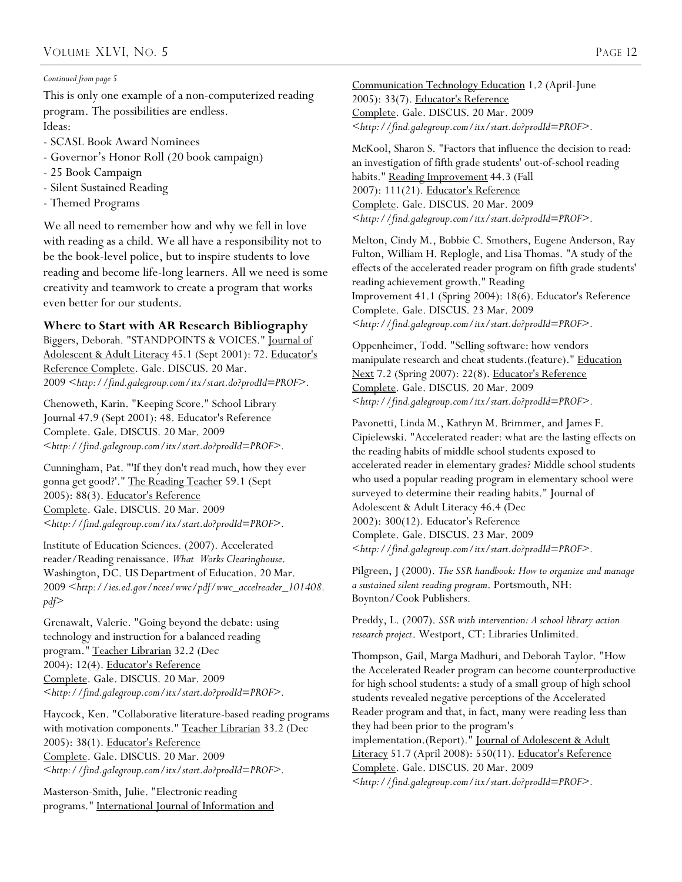*Continued from page 5*

This is only one example of a non-computerized reading program. The possibilities are endless.

Ideas:

- SCASL Book Award Nominees
- Governor's Honor Roll (20 book campaign)
- 25 Book Campaign
- Silent Sustained Reading
- Themed Programs

We all need to remember how and why we fell in love with reading as a child. We all have a responsibility not to be the book-level police, but to inspire students to love reading and become life-long learners. All we need is some creativity and teamwork to create a program that works even better for our students.

### Where to Start with AR Research Bibliography

Biggers, Deborah. "STANDPOINTS & VOICES." Journal of Adolescent & Adult Literacy 45.1 (Sept 2001): 72. Educator's Reference Complete. Gale. DISCUS. 20 Mar. 2009 <*http://find.galegroup.com/itx/start.do?prodId=PROF*>.

Chenoweth, Karin. "Keeping Score." School Library Journal 47.9 (Sept 2001): 48. Educator's Reference Complete. Gale. DISCUS. 20 Mar. 2009 <*http://find.galegroup.com/itx/start.do?prodId=PROF*>.

Cunningham, Pat. "'If they don't read much, how they ever gonna get good?'." The Reading Teacher 59.1 (Sept 2005): 88(3). Educator's Reference Complete. Gale. DISCUS. 20 Mar. 2009 <*http://find.galegroup.com/itx/start.do?prodId=PROF*>.

Institute of Education Sciences. (2007). Accelerated reader/Reading renaissance. *What Works Clearinghouse*. Washington, DC. US Department of Education. 20 Mar. 2009 <*http://ies.ed.gov/ncee/wwc/pdf/wwc_accelreader_101408.pdf*>

Grenawalt, Valerie. "Going beyond the debate: using technology and instruction for a balanced reading program." Teacher Librarian 32.2 (Dec 2004): 12(4). Educator's Reference Complete. Gale. DISCUS. 20 Mar. 2009 <*http://find.galegroup.com/itx/start.do?prodId=PROF*>.

Haycock, Ken. "Collaborative literature-based reading programs with motivation components." Teacher Librarian 33.2 (Dec 2005): 38(1). Educator's Reference Complete. Gale. DISCUS. 20 Mar. 2009 <*http://find.galegroup.com/itx/start.do?prodId=PROF*>.

Masterson-Smith, Julie. "Electronic reading programs." International Journal of Information and Communication Technology Education 1.2 (April-June 2005): 33(7). Educator's Reference Complete. Gale. DISCUS. 20 Mar. 2009 <*http://find.galegroup.com/itx/start.do?prodId=PROF*>.

McKool, Sharon S. "Factors that influence the decision to read: an investigation of fifth grade students' out-of-school reading habits." Reading Improvement 44.3 (Fall 2007): 111(21). Educator's Reference Complete. Gale. DISCUS. 20 Mar. 2009 <*http://find.galegroup.com/itx/start.do?prodId=PROF*>.

Melton, Cindy M., Bobbie C. Smothers, Eugene Anderson, Ray Fulton, William H. Replogle, and Lisa Thomas. "A study of the effects of the accelerated reader program on fifth grade students' reading achievement growth." Reading Improvement 41.1 (Spring 2004): 18(6). Educator's Reference Complete. Gale. DISCUS. 23 Mar. 2009 <*http://find.galegroup.com/itx/start.do?prodId=PROF*>.

Oppenheimer, Todd. "Selling software: how vendors manipulate research and cheat students.(feature)." Education Next 7.2 (Spring 2007): 22(8). Educator's Reference Complete. Gale. DISCUS. 20 Mar. 2009 <*http://find.galegroup.com/itx/start.do?prodId=PROF*>.

Pavonetti, Linda M., Kathryn M. Brimmer, and James F. Cipielewski. "Accelerated reader: what are the lasting effects on the reading habits of middle school students exposed to accelerated reader in elementary grades? Middle school students who used a popular reading program in elementary school were surveyed to determine their reading habits." Journal of Adolescent & Adult Literacy 46.4 (Dec 2002): 300(12). Educator's Reference Complete. Gale. DISCUS. 23 Mar. 2009 <*http://find.galegroup.com/itx/start.do?prodId=PROF*>.

Pilgreen, J (2000). *The SSR handbook: How to organize and manage a sustained silent reading program*. Portsmouth, NH: Boynton/Cook Publishers.

Preddy, L. (2007). *SSR with intervention: A school library action research project*. Westport, CT: Libraries Unlimited.

Thompson, Gail, Marga Madhuri, and Deborah Taylor. "How the Accelerated Reader program can become counterproductive for high school students: a study of a small group of high school students revealed negative perceptions of the Accelerated Reader program and that, in fact, many were reading less than they had been prior to the program's implementation.(Report)." Journal of Adolescent & Adult Literacy 51.7 (April 2008): 550(11). Educator's Reference Complete. Gale. DISCUS. 20 Mar. 2009 <*http://find.galegroup.com/itx/start.do?prodId=PROF*>.